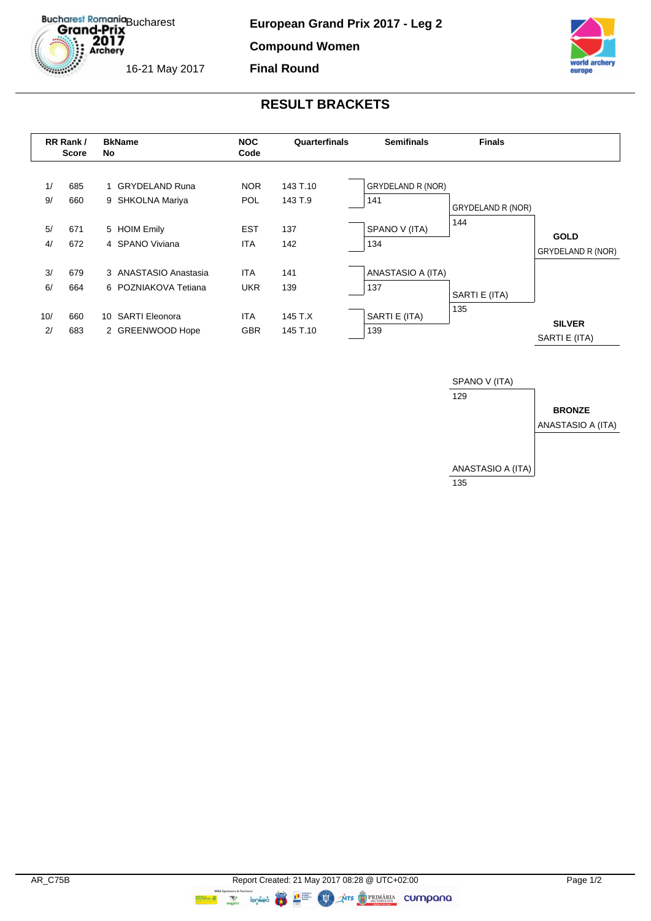Bucharest Romania Grand-Prix 2017 Archery

Bucharest

16-21 May 2017

**European Grand Prix 2017 - Leg 2**

**Compound Women**

**Final Round**

## RESULT BRACKETS

| RR Rank / Score | | BkName No | | NOC Code | Quarterfinals | Semifinals | Finals | |
|---|---|---|---|---|---|---|---|---|
| 1/ | 685 | 1 | GRYDELAND Runa | NOR | 143 T.10 | GRYDELAND R (NOR) | | |
| 9/ | 660 | 9 | SHKOLNA Mariya | POL | 143 T.9 | 141 | GRYDELAND R (NOR) | |
| | | | | | | | 144 | |
| 5/ | 671 | 5 | HOIM Emily | EST | 137 | SPANO V (ITA) | | **GOLD** |
| 4/ | 672 | 4 | SPANO Viviana | ITA | 142 | 134 | | GRYDELAND R (NOR) |
| 3/ | 679 | 3 | ANASTASIO Anastasia | ITA | 141 | ANASTASIO A (ITA) | | |
| 6/ | 664 | 6 | POZNIAKOVA Tetiana | UKR | 139 | 137 | SARTI E (ITA) | |
| | | | | | | | 135 | |
| 10/ | 660 | 10 | SARTI Eleonora | ITA | 145 T.X | SARTI E (ITA) | | **SILVER** |
| 2/ | 683 | 2 | GREENWOOD Hope | GBR | 145 T.10 | 139 | | SARTI E (ITA) |

**Bronze Final**

| Finals | |
|---|---|
| SPANO V (ITA) | |
| 129 | **BRONZE** |
| | ANASTASIO A (ITA) |
| ANASTASIO A (ITA) | |
| 135 | |

AR_C75B

Report Created: 21 May 2017 08:28 @ UTC+02:00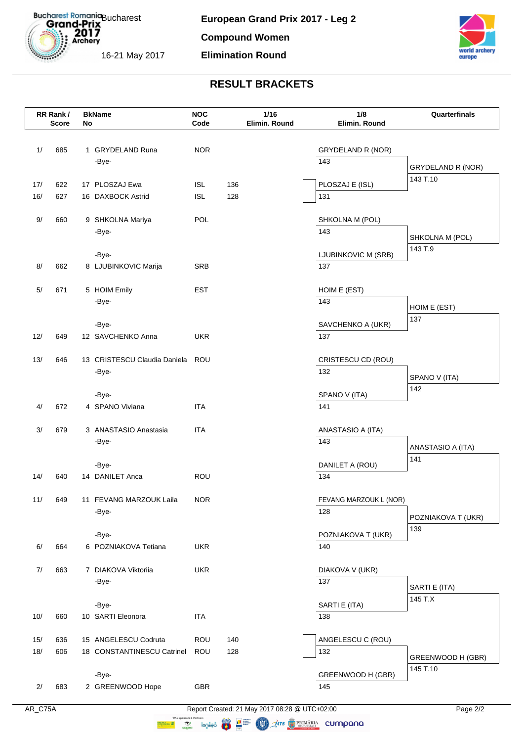# European Grand Prix 2017 - Leg 2

**Compound Women**

**Elimination Round**

Bucharest

16-21 May 2017

## RESULT BRACKETS

| RR Rank / Score | | BkName No | | NOC Code | 1/16 Elimin. Round | 1/8 Elimin. Round | | Quarterfinals | |
|---|---|---|---|---|---|---|---|---|---|
| 1/ | 685 | 1 | GRYDELAND Runa | NOR | | GRYDELAND R (NOR) | 143 | GRYDELAND R (NOR) | 143 T.10 |
| | | | -Bye- | | | | | | |
| 17/ | 622 | 17 | PLOSZAJ Ewa | ISL | 136 | PLOSZAJ E (ISL) | 131 | | |
| 16/ | 627 | 16 | DAXBOCK Astrid | ISL | 128 | | | | |
| 9/ | 660 | 9 | SHKOLNA Mariya | POL | | SHKOLNA M (POL) | 143 | SHKOLNA M (POL) | 143 T.9 |
| | | | -Bye- | | | | | | |
| | | | -Bye- | | | LJUBINKOVIC M (SRB) | 137 | | |
| 8/ | 662 | 8 | LJUBINKOVIC Marija | SRB | | | | | |
| 5/ | 671 | 5 | HOIM Emily | EST | | HOIM E (EST) | 143 | HOIM E (EST) | 137 |
| | | | -Bye- | | | | | | |
| | | | -Bye- | | | SAVCHENKO A (UKR) | 137 | | |
| 12/ | 649 | 12 | SAVCHENKO Anna | UKR | | | | | |
| 13/ | 646 | 13 | CRISTESCU Claudia Daniela | ROU | | CRISTESCU CD (ROU) | 132 | SPANO V (ITA) | 142 |
| | | | -Bye- | | | | | | |
| | | | -Bye- | | | SPANO V (ITA) | 141 | | |
| 4/ | 672 | 4 | SPANO Viviana | ITA | | | | | |
| 3/ | 679 | 3 | ANASTASIO Anastasia | ITA | | ANASTASIO A (ITA) | 143 | ANASTASIO A (ITA) | 141 |
| | | | -Bye- | | | | | | |
| | | | -Bye- | | | DANILET A (ROU) | 134 | | |
| 14/ | 640 | 14 | DANILET Anca | ROU | | | | | |
| 11/ | 649 | 11 | FEVANG MARZOUK Laila | NOR | | FEVANG MARZOUK L (NOR) | 128 | POZNIAKOVA T (UKR) | 139 |
| | | | -Bye- | | | | | | |
| | | | -Bye- | | | POZNIAKOVA T (UKR) | 140 | | |
| 6/ | 664 | 6 | POZNIAKOVA Tetiana | UKR | | | | | |
| 7/ | 663 | 7 | DIAKOVA Viktoriia | UKR | | DIAKOVA V (UKR) | 137 | SARTI E (ITA) | 145 T.X |
| | | | -Bye- | | | | | | |
| | | | -Bye- | | | SARTI E (ITA) | 138 | | |
| 10/ | 660 | 10 | SARTI Eleonora | ITA | | | | | |
| 15/ | 636 | 15 | ANGELESCU Codruta | ROU | 140 | ANGELESCU C (ROU) | 132 | GREENWOOD H (GBR) | 145 T.10 |
| 18/ | 606 | 18 | CONSTANTINESCU Catrinel | ROU | 128 | | | | |
| | | | -Bye- | | | GREENWOOD H (GBR) | 145 | | |
| 2/ | 683 | 2 | GREENWOOD Hope | GBR | | | | | |

AR_C75A

Report Created: 21 May 2017 08:28 @ UTC+02:00